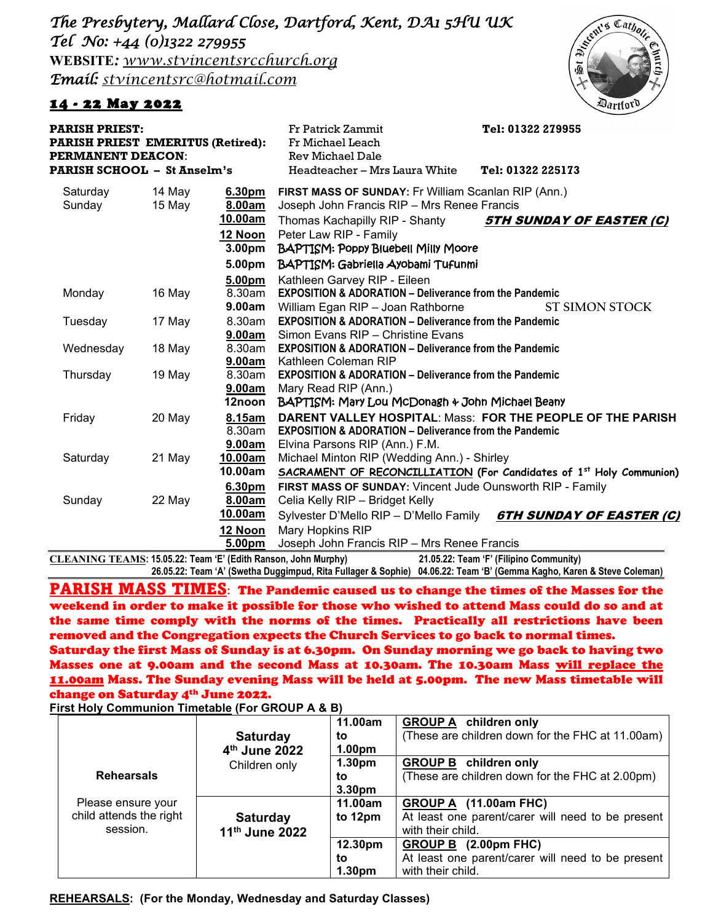*The Presbytery, Mallard Close, Dartford, Kent, DA1 5HU UK*
*Tel No: +44 (0)1322 279955*
**WEBSITE:** *www.stvincentsrcchurch.org*
*Email: stvincentsrc@hotmail.com*

## 14 - 22 May 2022

| | | |
|---|---|---|
| **PARISH PRIEST:** | Fr Patrick Zammit | **Tel: 01322 279955** |
| **PARISH PRIEST EMERITUS (Retired):** | Fr Michael Leach | |
| **PERMANENT DEACON:** | Rev Michael Dale | |
| **PARISH SCHOOL – St Anselm's** | Headteacher – Mrs Laura White | **Tel: 01322 225173** |

| Day | Date | Time | Intention | |
|---|---|---|---|---|
| Saturday | 14 May | **6.30pm** | **FIRST MASS OF SUNDAY:** Fr William Scanlan RIP (Ann.) | |
| Sunday | 15 May | **8.00am** | Joseph John Francis RIP – Mrs Renee Francis | |
| | | **10.00am** | Thomas Kachapilly RIP - Shanty | ***5TH SUNDAY OF EASTER (C)*** |
| | | **12 Noon** | Peter Law RIP - Family | |
| | | **3.00pm** | BAPTISM: Poppy Bluebell Milly Moore | |
| | | **5.00pm** | BAPTISM: Gabriella Ayobami Tufunmi | |
| | | **5.00pm** | Kathleen Garvey RIP - Eileen | |
| Monday | 16 May | 8.30am | **EXPOSITION & ADORATION – Deliverance from the Pandemic** | |
| | | **9.00am** | William Egan RIP – Joan Rathborne | ST SIMON STOCK |
| Tuesday | 17 May | 8.30am | **EXPOSITION & ADORATION – Deliverance from the Pandemic** | |
| | | **9.00am** | Simon Evans RIP – Christine Evans | |
| Wednesday | 18 May | 8.30am | **EXPOSITION & ADORATION – Deliverance from the Pandemic** | |
| | | **9.00am** | Kathleen Coleman RIP | |
| Thursday | 19 May | 8.30am | **EXPOSITION & ADORATION – Deliverance from the Pandemic** | |
| | | **9.00am** | Mary Read RIP (Ann.) | |
| | | **12noon** | BAPTISM: Mary Lou McDonagh & John Michael Beany | |
| Friday | 20 May | **8.15am** | **DARENT VALLEY HOSPITAL**: Mass: **FOR THE PEOPLE OF THE PARISH** | |
| | | 8.30am | **EXPOSITION & ADORATION – Deliverance from the Pandemic** | |
| | | **9.00am** | Elvina Parsons RIP (Ann.) F.M. | |
| Saturday | 21 May | **10.00am** | Michael Minton RIP (Wedding Ann.) - Shirley | |
| | | **10.00am** | SACRAMENT OF RECONCILLIATION (For Candidates of 1st Holy Communion) | |
| | | **6.30pm** | **FIRST MASS OF SUNDAY:** Vincent Jude Ounsworth RIP - Family | |
| Sunday | 22 May | **8.00am** | Celia Kelly RIP – Bridget Kelly | |
| | | **10.00am** | Sylvester D'Mello RIP – D'Mello Family | ***6TH SUNDAY OF EASTER (C)*** |
| | | **12 Noon** | Mary Hopkins RIP | |
| | | **5.00pm** | Joseph John Francis RIP – Mrs Renee Francis | |

**CLEANING TEAMS: 15.05.22: Team 'E' (Edith Ranson, John Murphy) 21.05.22: Team 'F' (Filipino Community) 26.05.22: Team 'A' (Swetha Duggimpud, Rita Fullager & Sophie) 04.06.22: Team 'B' (Gemma Kagho, Karen & Steve Coleman)**

**PARISH MASS TIMES**: **The Pandemic caused us to change the times of the Masses for the weekend in order to make it possible for those who wished to attend Mass could do so and at the same time comply with the norms of the times. Practically all restrictions have been removed and the Congregation expects the Church Services to go back to normal times. Saturday the first Mass of Sunday is at 6.30pm. On Sunday morning we go back to having two Masses one at 9.00am and the second Mass at 10.30am. The 10.30am Mass will replace the 11.00am Mass. The Sunday evening Mass will be held at 5.00pm. The new Mass timetable will change on Saturday 4th June 2022.**

**First Holy Communion Timetable (For GROUP A & B)**

| | | | |
|---|---|---|---|
| **Rehearsals**<br><br>Please ensure your child attends the right session. | **Saturday 4th June 2022**<br>Children only | **11.00am to 1.00pm** | **GROUP A children only**<br>(These are children down for the FHC at 11.00am) |
| | | **1.30pm to 3.30pm** | **GROUP B children only**<br>(These are children down for the FHC at 2.00pm) |
| | **Saturday 11th June 2022** | **11.00am to 12pm** | **GROUP A (11.00am FHC)**<br>At least one parent/carer will need to be present with their child. |
| | | **12.30pm to 1.30pm** | **GROUP B (2.00pm FHC)**<br>At least one parent/carer will need to be present with their child. |

**REHEARSALS: (For the Monday, Wednesday and Saturday Classes)**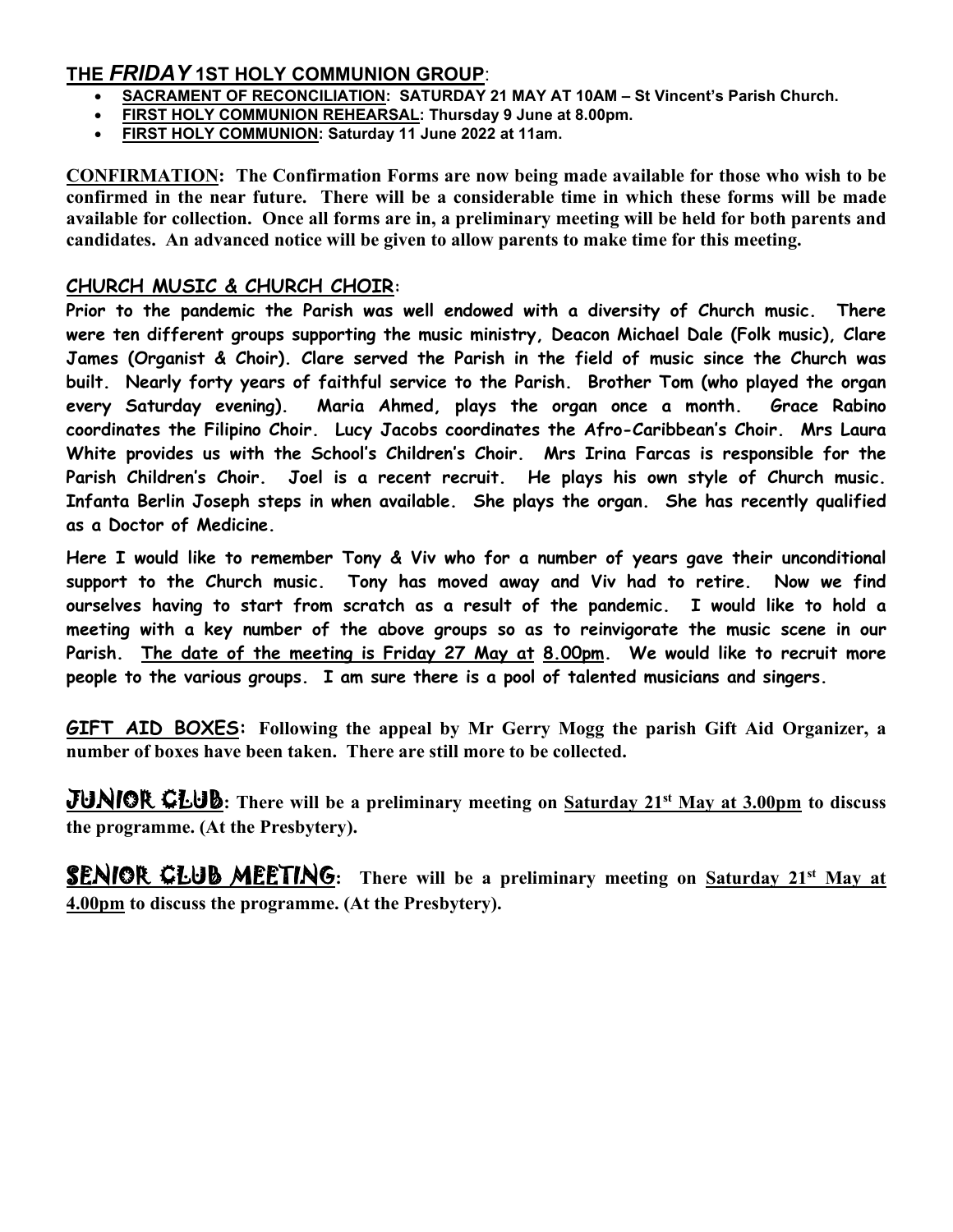## **THE *FRIDAY* 1ST HOLY COMMUNION GROUP**:

- **SACRAMENT OF RECONCILIATION: SATURDAY 21 MAY AT 10AM – St Vincent's Parish Church.**
- **FIRST HOLY COMMUNION REHEARSAL: Thursday 9 June at 8.00pm.**
- **FIRST HOLY COMMUNION: Saturday 11 June 2022 at 11am.**

**CONFIRMATION: The Confirmation Forms are now being made available for those who wish to be confirmed in the near future. There will be a considerable time in which these forms will be made available for collection. Once all forms are in, a preliminary meeting will be held for both parents and candidates. An advanced notice will be given to allow parents to make time for this meeting.**

## **CHURCH MUSIC & CHURCH CHOIR**:

**Prior to the pandemic the Parish was well endowed with a diversity of Church music. There were ten different groups supporting the music ministry, Deacon Michael Dale (Folk music), Clare James (Organist & Choir). Clare served the Parish in the field of music since the Church was built. Nearly forty years of faithful service to the Parish. Brother Tom (who played the organ every Saturday evening). Maria Ahmed, plays the organ once a month. Grace Rabino coordinates the Filipino Choir. Lucy Jacobs coordinates the Afro-Caribbean's Choir. Mrs Laura White provides us with the School's Children's Choir. Mrs Irina Farcas is responsible for the Parish Children's Choir. Joel is a recent recruit. He plays his own style of Church music. Infanta Berlin Joseph steps in when available. She plays the organ. She has recently qualified as a Doctor of Medicine.**

**Here I would like to remember Tony & Viv who for a number of years gave their unconditional support to the Church music. Tony has moved away and Viv had to retire. Now we find ourselves having to start from scratch as a result of the pandemic. I would like to hold a meeting with a key number of the above groups so as to reinvigorate the music scene in our Parish. The date of the meeting is Friday 27 May at 8.00pm. We would like to recruit more people to the various groups. I am sure there is a pool of talented musicians and singers.**

**GIFT AID BOXES: Following the appeal by Mr Gerry Mogg the parish Gift Aid Organizer, a number of boxes have been taken. There are still more to be collected.**

**JUNIOR CLUB: There will be a preliminary meeting on Saturday 21st May at 3.00pm to discuss the programme. (At the Presbytery).**

**SENIOR CLUB MEETING: There will be a preliminary meeting on Saturday 21st May at 4.00pm to discuss the programme. (At the Presbytery).**